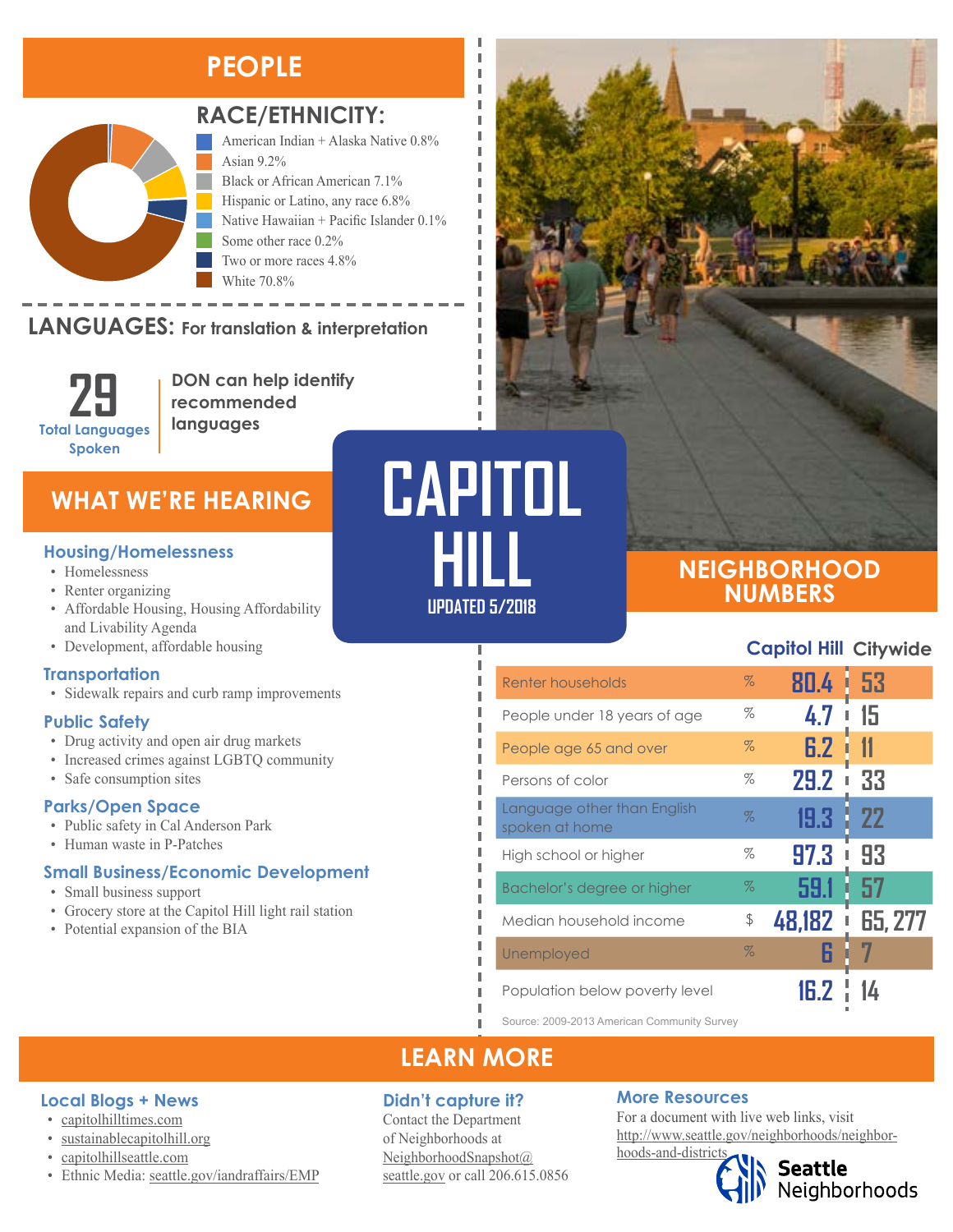# PEOPLE

## RACE/ETHNICITY:

- American Indian + Alaska Native 0.8%
- Asian 9.2%
- Black or African American 7.1%
- Hispanic or Latino, any race 6.8%
- Native Hawaiian + Pacific Islander 0.1%
- Some other race 0.2%
- Two or more races 4.8%
- White 70.8%

## LANGUAGES: For translation & interpretation

**29** Total Languages Spoken

**DON can help identify recommended languages**

# CAPITOL HILL

UPDATED 5/2018

# WHAT WE'RE HEARING

### Housing/Homelessness

- Homelessness
- Renter organizing
- Affordable Housing, Housing Affordability and Livability Agenda
- Development, affordable housing

### Transportation

- Sidewalk repairs and curb ramp improvements

### Public Safety

- Drug activity and open air drug markets
- Increased crimes against LGBTQ community
- Safe consumption sites

### Parks/Open Space

- Public safety in Cal Anderson Park
- Human waste in P-Patches

### Small Business/Economic Development

- Small business support
- Grocery store at the Capitol Hill light rail station
- Potential expansion of the BIA

# NEIGHBORHOOD NUMBERS

| | | Capitol Hill | Citywide |
|---|---|---|---|
| Renter households | % | 80.4 | 53 |
| People under 18 years of age | % | 4.7 | 15 |
| People age 65 and over | % | 6.2 | 11 |
| Persons of color | % | 29.2 | 33 |
| Language other than English spoken at home | % | 19.3 | 22 |
| High school or higher | % | 97.3 | 93 |
| Bachelor's degree or higher | % | 59.1 | 57 |
| Median household income | $ | 48,182 | 65, 277 |
| Unemployed | % | 6 | 7 |
| Population below poverty level | | 16.2 | 14 |

Source: 2009-2013 American Community Survey

# LEARN MORE

### Local Blogs + News

- capitolhilltimes.com
- sustainablecapitolhill.org
- capitolhillseattle.com
- Ethnic Media: seattle.gov/iandraffairs/EMP

### Didn't capture it?

Contact the Department of Neighborhoods at NeighborhoodSnapshot@seattle.gov or call 206.615.0856

### More Resources

For a document with live web links, visit http://www.seattle.gov/neighborhoods/neighborhoods-and-districts

Seattle Neighborhoods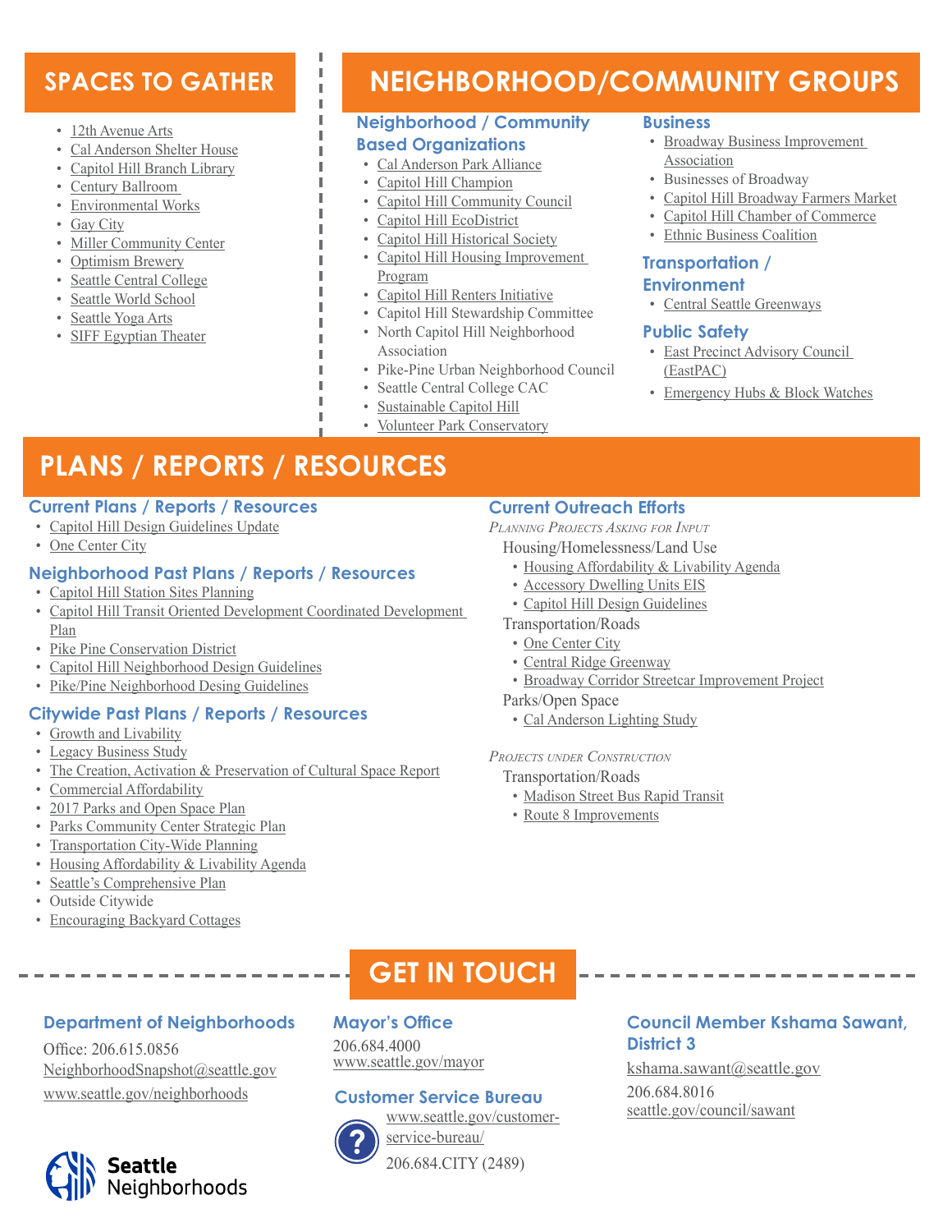## SPACES TO GATHER

- 12th Avenue Arts
- Cal Anderson Shelter House
- Capitol Hill Branch Library
- Century Ballroom
- Environmental Works
- Gay City
- Miller Community Center
- Optimism Brewery
- Seattle Central College
- Seattle World School
- Seattle Yoga Arts
- SIFF Egyptian Theater

## NEIGHBORHOOD/COMMUNITY GROUPS

### Neighborhood / Community Based Organizations

- Cal Anderson Park Alliance
- Capitol Hill Champion
- Capitol Hill Community Council
- Capitol Hill EcoDistrict
- Capitol Hill Historical Society
- Capitol Hill Housing Improvement Program
- Capitol Hill Renters Initiative
- Capitol Hill Stewardship Committee
- North Capitol Hill Neighborhood Association
- Pike-Pine Urban Neighborhood Council
- Seattle Central College CAC
- Sustainable Capitol Hill
- Volunteer Park Conservatory

### Business

- Broadway Business Improvement Association
- Businesses of Broadway
- Capitol Hill Broadway Farmers Market
- Capitol Hill Chamber of Commerce
- Ethnic Business Coalition

### Transportation / Environment

- Central Seattle Greenways

### Public Safety

- East Precinct Advisory Council (EastPAC)
- Emergency Hubs & Block Watches

## PLANS / REPORTS / RESOURCES

### Current Plans / Reports / Resources

- Capitol Hill Design Guidelines Update
- One Center City

### Neighborhood Past Plans / Reports / Resources

- Capitol Hill Station Sites Planning
- Capitol Hill Transit Oriented Development Coordinated Development Plan
- Pike Pine Conservation District
- Capitol Hill Neighborhood Design Guidelines
- Pike/Pine Neighborhood Desing Guidelines

### Citywide Past Plans / Reports / Resources

- Growth and Livability
- Legacy Business Study
- The Creation, Activation & Preservation of Cultural Space Report
- Commercial Affordability
- 2017 Parks and Open Space Plan
- Parks Community Center Strategic Plan
- Transportation City-Wide Planning
- Housing Affordability & Livability Agenda
- Seattle's Comprehensive Plan
- Outside Citywide
- Encouraging Backyard Cottages

### Current Outreach Efforts

*Planning Projects Asking for Input*

Housing/Homelessness/Land Use

- Housing Affordability & Livability Agenda
- Accessory Dwelling Units EIS
- Capitol Hill Design Guidelines

Transportation/Roads

- One Center City
- Central Ridge Greenway
- Broadway Corridor Streetcar Improvement Project

Parks/Open Space

- Cal Anderson Lighting Study

*Projects under Construction*

Transportation/Roads

- Madison Street Bus Rapid Transit
- Route 8 Improvements

## GET IN TOUCH

### Department of Neighborhoods

Office: 206.615.0856
NeighborhoodSnapshot@seattle.gov
www.seattle.gov/neighborhoods

### Mayor's Office

206.684.4000
www.seattle.gov/mayor

### Customer Service Bureau

www.seattle.gov/customer-service-bureau/
206.684.CITY (2489)

### Council Member Kshama Sawant, District 3

kshama.sawant@seattle.gov
206.684.8016
seattle.gov/council/sawant

Seattle Neighborhoods